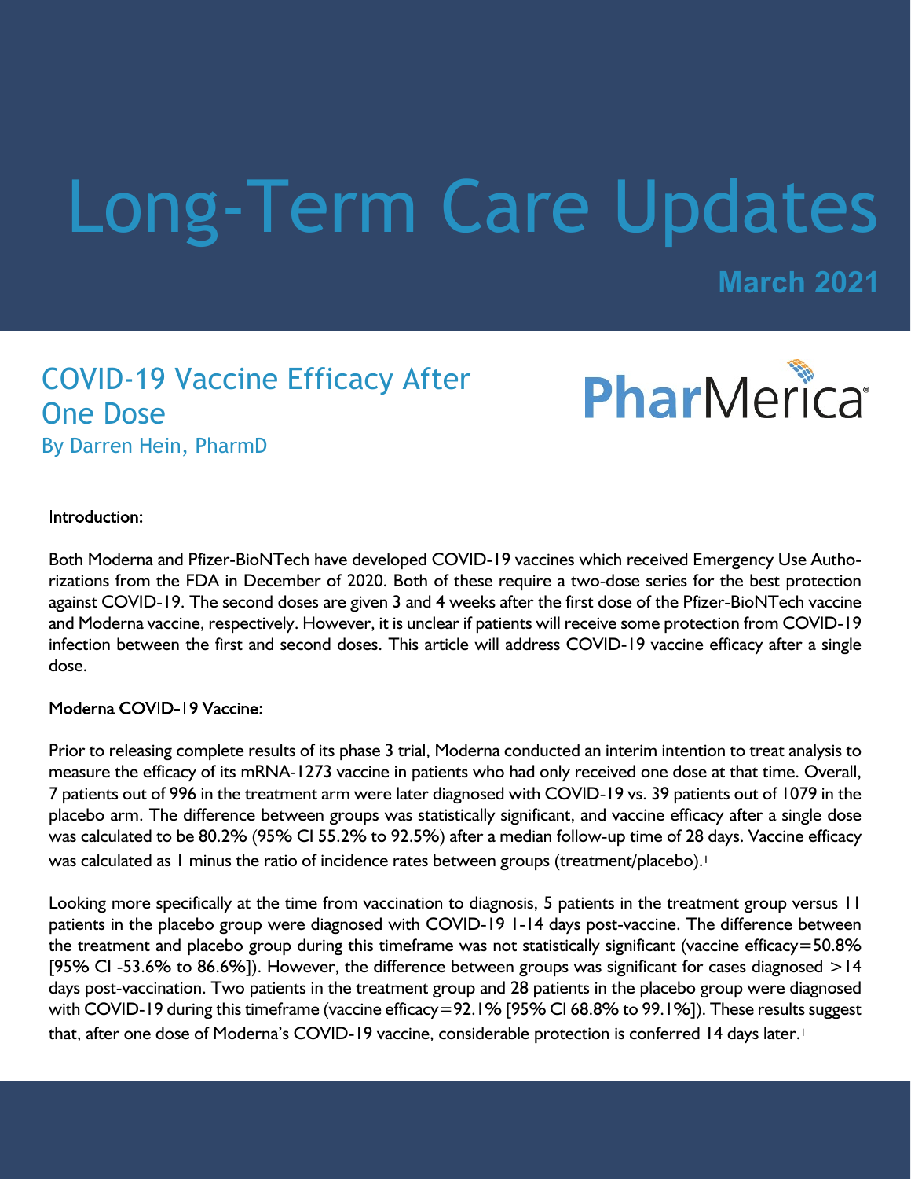# Long-Term Care Updates

**March 2021**

## COVID-19 Vaccine Efficacy After One Dose

By Darren Hein, PharmD

PharMerica

### Introduction:

Both Moderna and Pfizer-BioNTech have developed COVID-19 vaccines which received Emergency Use Authorizations from the FDA in December of 2020. Both of these require a two-dose series for the best protection against COVID-19. The second doses are given 3 and 4 weeks after the first dose of the Pfizer-BioNTech vaccine and Moderna vaccine, respectively. However, it is unclear if patients will receive some protection from COVID-19 infection between the first and second doses. This article will address COVID-19 vaccine efficacy after a single dose.

### Moderna COVID-19 Vaccine:

Prior to releasing complete results of its phase 3 trial, Moderna conducted an interim intention to treat analysis to measure the efficacy of its mRNA-1273 vaccine in patients who had only received one dose at that time. Overall, 7 patients out of 996 in the treatment arm were later diagnosed with COVID-19 vs. 39 patients out of 1079 in the placebo arm. The difference between groups was statistically significant, and vaccine efficacy after a single dose was calculated to be 80.2% (95% CI 55.2% to 92.5%) after a median follow-up time of 28 days. Vaccine efficacy was calculated as 1 minus the ratio of incidence rates between groups (treatment/placebo).[1]

Looking more specifically at the time from vaccination to diagnosis, 5 patients in the treatment group versus 11 patients in the placebo group were diagnosed with COVID-19 1-14 days post-vaccine. The difference between the treatment and placebo group during this timeframe was not statistically significant (vaccine efficacy=50.8% [95% CI -53.6% to 86.6%]). However, the difference between groups was significant for cases diagnosed >14 days post-vaccination. Two patients in the treatment group and 28 patients in the placebo group were diagnosed with COVID-19 during this timeframe (vaccine efficacy=92.1% [95% CI 68.8% to 99.1%]). These results suggest that, after one dose of Moderna's COVID-19 vaccine, considerable protection is conferred 14 days later.[1]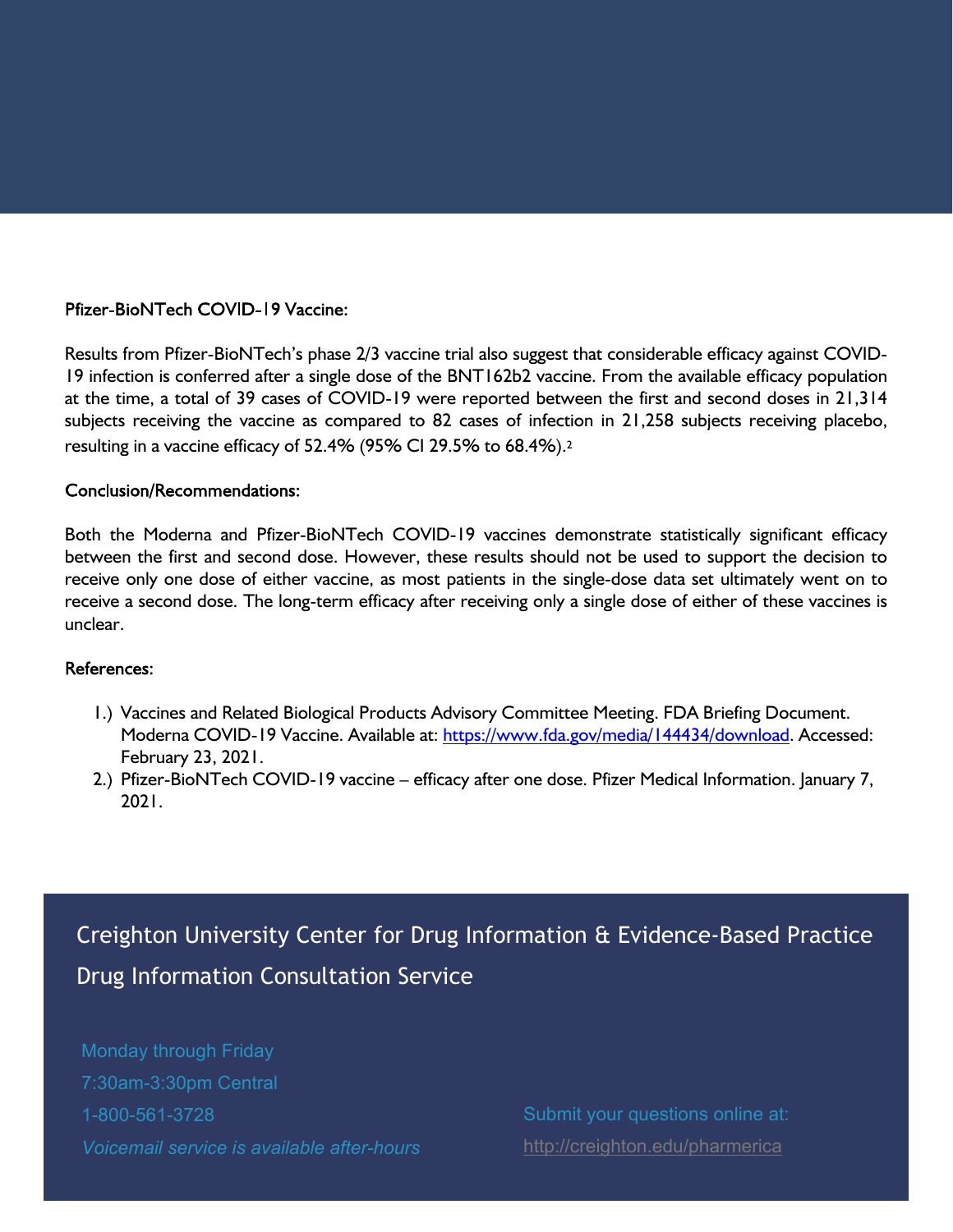### Pfizer-BioNTech COVID-19 Vaccine:

Results from Pfizer-BioNTech's phase 2/3 vaccine trial also suggest that considerable efficacy against COVID-19 infection is conferred after a single dose of the BNT162b2 vaccine. From the available efficacy population at the time, a total of 39 cases of COVID-19 were reported between the first and second doses in 21,314 subjects receiving the vaccine as compared to 82 cases of infection in 21,258 subjects receiving placebo, resulting in a vaccine efficacy of 52.4% (95% CI 29.5% to 68.4%).[2]

### Conclusion/Recommendations:

Both the Moderna and Pfizer-BioNTech COVID-19 vaccines demonstrate statistically significant efficacy between the first and second dose. However, these results should not be used to support the decision to receive only one dose of either vaccine, as most patients in the single-dose data set ultimately went on to receive a second dose. The long-term efficacy after receiving only a single dose of either of these vaccines is unclear.

### References:

1.) Vaccines and Related Biological Products Advisory Committee Meeting. FDA Briefing Document. Moderna COVID-19 Vaccine. Available at: https://www.fda.gov/media/144434/download. Accessed: February 23, 2021.
2.) Pfizer-BioNTech COVID-19 vaccine – efficacy after one dose. Pfizer Medical Information. January 7, 2021.

Creighton University Center for Drug Information & Evidence-Based Practice
Drug Information Consultation Service

Monday through Friday
7:30am-3:30pm Central
1-800-561-3728
*Voicemail service is available after-hours*

Submit your questions online at:
http://creighton.edu/pharmerica